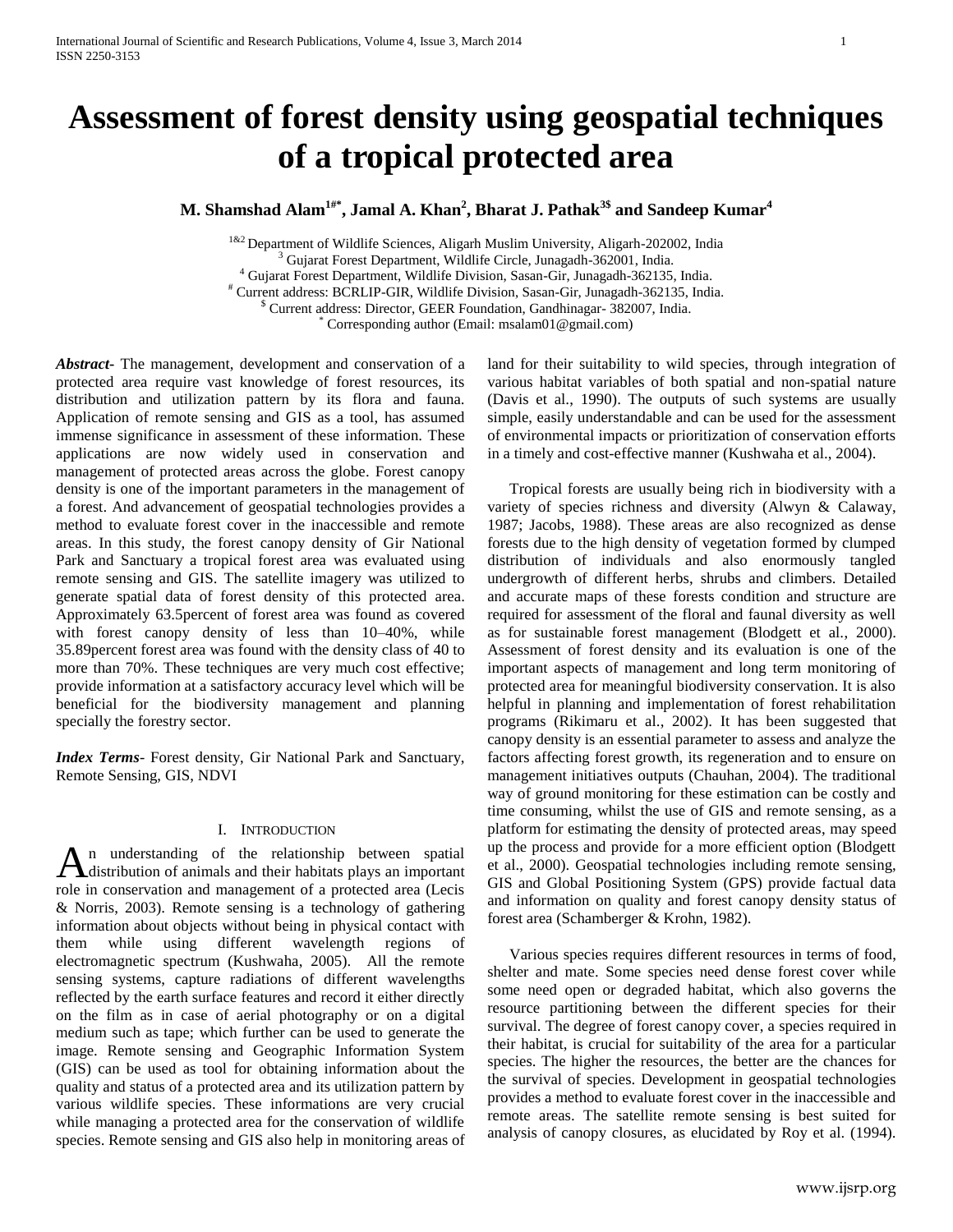# Assessment of forest density using geospatial techniques of a tropical protected area

**M. Shamshad Alam[1#*], Jamal A. Khan[2], Bharat J. Pathak[3$] and Sandeep Kumar[4]**

[1&2] Department of Wildlife Sciences, Aligarh Muslim University, Aligarh-202002, India
[3] Gujarat Forest Department, Wildlife Circle, Junagadh-362001, India.
[4] Gujarat Forest Department, Wildlife Division, Sasan-Gir, Junagadh-362135, India.
[#] Current address: BCRLIP-GIR, Wildlife Division, Sasan-Gir, Junagadh-362135, India.
[$] Current address: Director, GEER Foundation, Gandhinagar- 382007, India.
[*] Corresponding author (Email: msalam01@gmail.com)

***Abstract***- The management, development and conservation of a protected area require vast knowledge of forest resources, its distribution and utilization pattern by its flora and fauna. Application of remote sensing and GIS as a tool, has assumed immense significance in assessment of these information. These applications are now widely used in conservation and management of protected areas across the globe. Forest canopy density is one of the important parameters in the management of a forest. And advancement of geospatial technologies provides a method to evaluate forest cover in the inaccessible and remote areas. In this study, the forest canopy density of Gir National Park and Sanctuary a tropical forest area was evaluated using remote sensing and GIS. The satellite imagery was utilized to generate spatial data of forest density of this protected area. Approximately 63.5percent of forest area was found as covered with forest canopy density of less than 10–40%, while 35.89percent forest area was found with the density class of 40 to more than 70%. These techniques are very much cost effective; provide information at a satisfactory accuracy level which will be beneficial for the biodiversity management and planning specially the forestry sector.

***Index Terms***- Forest density, Gir National Park and Sanctuary, Remote Sensing, GIS, NDVI

## I. Introduction

An understanding of the relationship between spatial distribution of animals and their habitats plays an important role in conservation and management of a protected area (Lecis & Norris, 2003). Remote sensing is a technology of gathering information about objects without being in physical contact with them while using different wavelength regions of electromagnetic spectrum (Kushwaha, 2005). All the remote sensing systems, capture radiations of different wavelengths reflected by the earth surface features and record it either directly on the film as in case of aerial photography or on a digital medium such as tape; which further can be used to generate the image. Remote sensing and Geographic Information System (GIS) can be used as tool for obtaining information about the quality and status of a protected area and its utilization pattern by various wildlife species. These informations are very crucial while managing a protected area for the conservation of wildlife species. Remote sensing and GIS also help in monitoring areas of land for their suitability to wild species, through integration of various habitat variables of both spatial and non-spatial nature (Davis et al., 1990). The outputs of such systems are usually simple, easily understandable and can be used for the assessment of environmental impacts or prioritization of conservation efforts in a timely and cost-effective manner (Kushwaha et al., 2004).

Tropical forests are usually being rich in biodiversity with a variety of species richness and diversity (Alwyn & Calaway, 1987; Jacobs, 1988). These areas are also recognized as dense forests due to the high density of vegetation formed by clumped distribution of individuals and also enormously tangled undergrowth of different herbs, shrubs and climbers. Detailed and accurate maps of these forests condition and structure are required for assessment of the floral and faunal diversity as well as for sustainable forest management (Blodgett et al., 2000). Assessment of forest density and its evaluation is one of the important aspects of management and long term monitoring of protected area for meaningful biodiversity conservation. It is also helpful in planning and implementation of forest rehabilitation programs (Rikimaru et al., 2002). It has been suggested that canopy density is an essential parameter to assess and analyze the factors affecting forest growth, its regeneration and to ensure on management initiatives outputs (Chauhan, 2004). The traditional way of ground monitoring for these estimation can be costly and time consuming, whilst the use of GIS and remote sensing, as a platform for estimating the density of protected areas, may speed up the process and provide for a more efficient option (Blodgett et al., 2000). Geospatial technologies including remote sensing, GIS and Global Positioning System (GPS) provide factual data and information on quality and forest canopy density status of forest area (Schamberger & Krohn, 1982).

Various species requires different resources in terms of food, shelter and mate. Some species need dense forest cover while some need open or degraded habitat, which also governs the resource partitioning between the different species for their survival. The degree of forest canopy cover, a species required in their habitat, is crucial for suitability of the area for a particular species. The higher the resources, the better are the chances for the survival of species. Development in geospatial technologies provides a method to evaluate forest cover in the inaccessible and remote areas. The satellite remote sensing is best suited for analysis of canopy closures, as elucidated by Roy et al. (1994).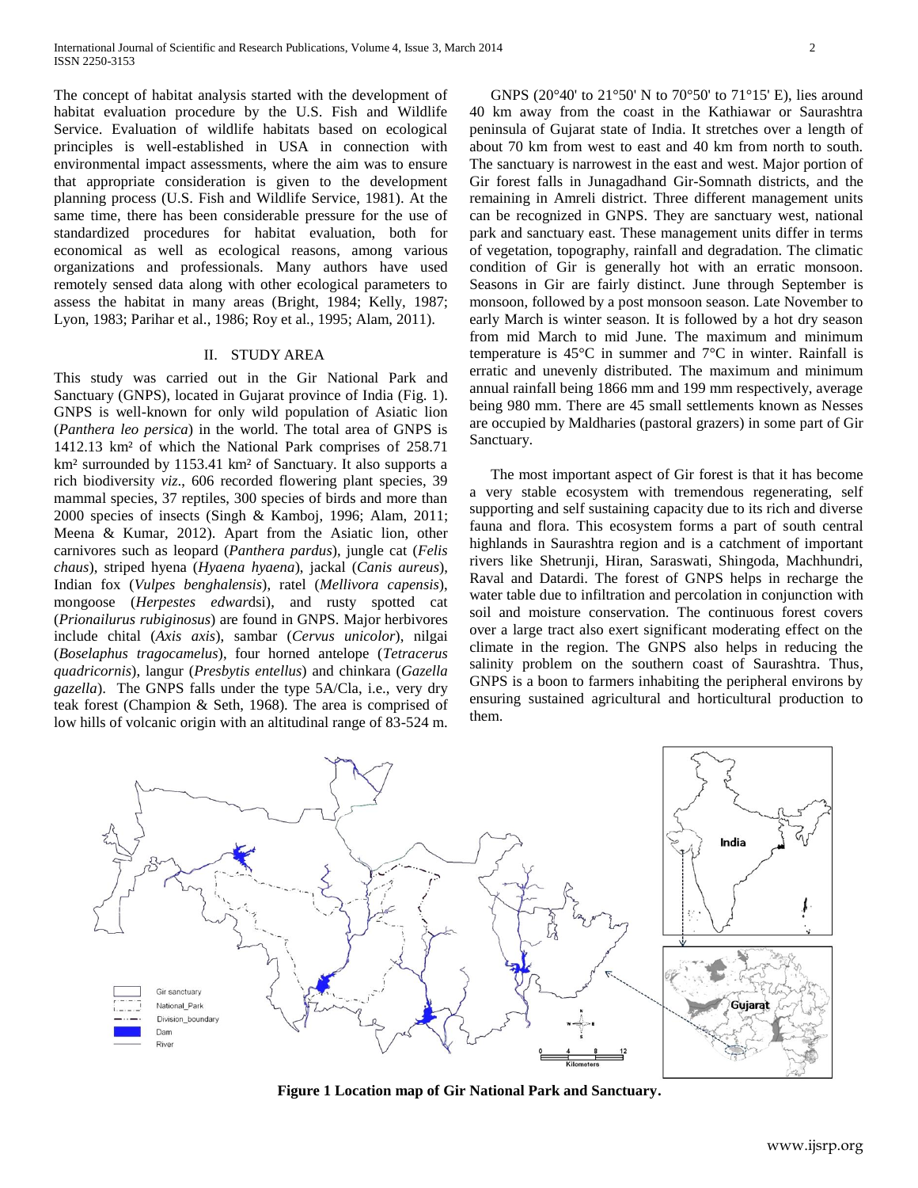The concept of habitat analysis started with the development of habitat evaluation procedure by the U.S. Fish and Wildlife Service. Evaluation of wildlife habitats based on ecological principles is well-established in USA in connection with environmental impact assessments, where the aim was to ensure that appropriate consideration is given to the development planning process (U.S. Fish and Wildlife Service, 1981). At the same time, there has been considerable pressure for the use of standardized procedures for habitat evaluation, both for economical as well as ecological reasons, among various organizations and professionals. Many authors have used remotely sensed data along with other ecological parameters to assess the habitat in many areas (Bright, 1984; Kelly, 1987; Lyon, 1983; Parihar et al., 1986; Roy et al., 1995; Alam, 2011).

## II. STUDY AREA

This study was carried out in the Gir National Park and Sanctuary (GNPS), located in Gujarat province of India (Fig. 1). GNPS is well-known for only wild population of Asiatic lion (*Panthera leo persica*) in the world. The total area of GNPS is 1412.13 km² of which the National Park comprises of 258.71 km² surrounded by 1153.41 km² of Sanctuary. It also supports a rich biodiversity *viz*., 606 recorded flowering plant species, 39 mammal species, 37 reptiles, 300 species of birds and more than 2000 species of insects (Singh & Kamboj, 1996; Alam, 2011; Meena & Kumar, 2012). Apart from the Asiatic lion, other carnivores such as leopard (*Panthera pardus*), jungle cat (*Felis chaus*), striped hyena (*Hyaena hyaena*), jackal (*Canis aureus*), Indian fox (*Vulpes benghalensis*), ratel (*Mellivora capensis*), mongoose (*Herpestes edwardsi*), and rusty spotted cat (*Prionailurus rubiginosus*) are found in GNPS. Major herbivores include chital (*Axis axis*), sambar (*Cervus unicolor*), nilgai (*Boselaphus tragocamelus*), four horned antelope (*Tetracerus quadricornis*), langur (*Presbytis entellus*) and chinkara (*Gazella gazella*). The GNPS falls under the type 5A/Cla, i.e., very dry teak forest (Champion & Seth, 1968). The area is comprised of low hills of volcanic origin with an altitudinal range of 83-524 m.

GNPS (20°40' to 21°50' N to 70°50' to 71°15' E), lies around 40 km away from the coast in the Kathiawar or Saurashtra peninsula of Gujarat state of India. It stretches over a length of about 70 km from west to east and 40 km from north to south. The sanctuary is narrowest in the east and west. Major portion of Gir forest falls in Junagadhand Gir-Somnath districts, and the remaining in Amreli district. Three different management units can be recognized in GNPS. They are sanctuary west, national park and sanctuary east. These management units differ in terms of vegetation, topography, rainfall and degradation. The climatic condition of Gir is generally hot with an erratic monsoon. Seasons in Gir are fairly distinct. June through September is monsoon, followed by a post monsoon season. Late November to early March is winter season. It is followed by a hot dry season from mid March to mid June. The maximum and minimum temperature is 45°C in summer and 7°C in winter. Rainfall is erratic and unevenly distributed. The maximum and minimum annual rainfall being 1866 mm and 199 mm respectively, average being 980 mm. There are 45 small settlements known as Nesses are occupied by Maldharies (pastoral grazers) in some part of Gir Sanctuary.

The most important aspect of Gir forest is that it has become a very stable ecosystem with tremendous regenerating, self supporting and self sustaining capacity due to its rich and diverse fauna and flora. This ecosystem forms a part of south central highlands in Saurashtra region and is a catchment of important rivers like Shetrunji, Hiran, Saraswati, Shingoda, Machhundri, Raval and Datardi. The forest of GNPS helps in recharge the water table due to infiltration and percolation in conjunction with soil and moisture conservation. The continuous forest covers over a large tract also exert significant moderating effect on the climate in the region. The GNPS also helps in reducing the salinity problem on the southern coast of Saurashtra. Thus, GNPS is a boon to farmers inhabiting the peripheral environs by ensuring sustained agricultural and horticultural production to them.

**Figure 1 Location map of Gir National Park and Sanctuary.**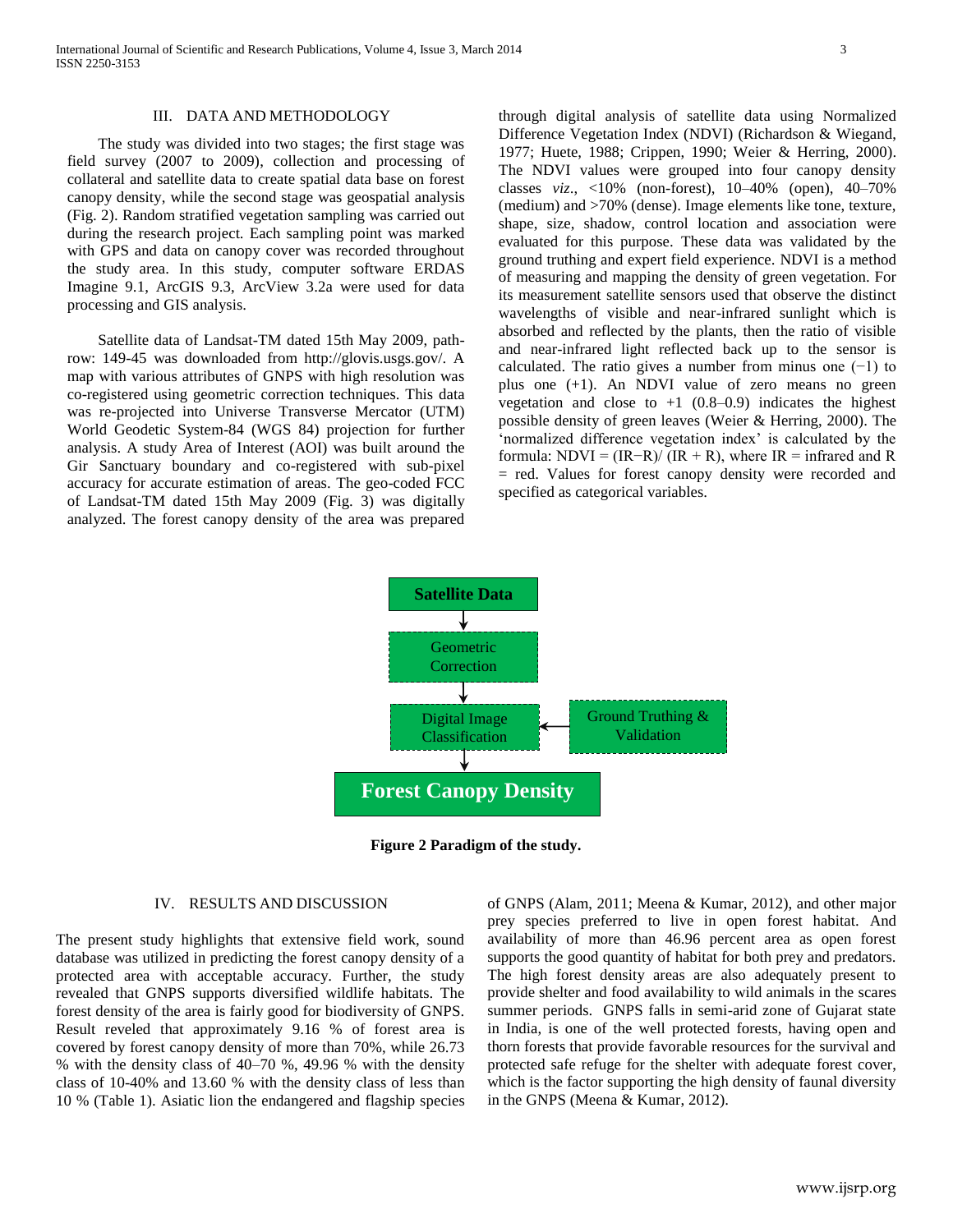## III. DATA AND METHODOLOGY

The study was divided into two stages; the first stage was field survey (2007 to 2009), collection and processing of collateral and satellite data to create spatial data base on forest canopy density, while the second stage was geospatial analysis (Fig. 2). Random stratified vegetation sampling was carried out during the research project. Each sampling point was marked with GPS and data on canopy cover was recorded throughout the study area. In this study, computer software ERDAS Imagine 9.1, ArcGIS 9.3, ArcView 3.2a were used for data processing and GIS analysis.

Satellite data of Landsat-TM dated 15th May 2009, path-row: 149-45 was downloaded from http://glovis.usgs.gov/. A map with various attributes of GNPS with high resolution was co-registered using geometric correction techniques. This data was re-projected into Universe Transverse Mercator (UTM) World Geodetic System-84 (WGS 84) projection for further analysis. A study Area of Interest (AOI) was built around the Gir Sanctuary boundary and co-registered with sub-pixel accuracy for accurate estimation of areas. The geo-coded FCC of Landsat-TM dated 15th May 2009 (Fig. 3) was digitally analyzed. The forest canopy density of the area was prepared through digital analysis of satellite data using Normalized Difference Vegetation Index (NDVI) (Richardson & Wiegand, 1977; Huete, 1988; Crippen, 1990; Weier & Herring, 2000). The NDVI values were grouped into four canopy density classes *viz*., <10% (non-forest), 10–40% (open), 40–70% (medium) and >70% (dense). Image elements like tone, texture, shape, size, shadow, control location and association were evaluated for this purpose. These data was validated by the ground truthing and expert field experience. NDVI is a method of measuring and mapping the density of green vegetation. For its measurement satellite sensors used that observe the distinct wavelengths of visible and near-infrared sunlight which is absorbed and reflected by the plants, then the ratio of visible and near-infrared light reflected back up to the sensor is calculated. The ratio gives a number from minus one (−1) to plus one (+1). An NDVI value of zero means no green vegetation and close to +1 (0.8–0.9) indicates the highest possible density of green leaves (Weier & Herring, 2000). The 'normalized difference vegetation index' is calculated by the formula: $NDVI = (IR - R)/(IR + R)$, where IR = infrared and R = red. Values for forest canopy density were recorded and specified as categorical variables.

Satellite Data → Geometric Correction → Digital Image Classification (← Ground Truthing & Validation) → Forest Canopy Density

**Figure 2 Paradigm of the study.**

## IV. RESULTS AND DISCUSSION

The present study highlights that extensive field work, sound database was utilized in predicting the forest canopy density of a protected area with acceptable accuracy. Further, the study revealed that GNPS supports diversified wildlife habitats. The forest density of the area is fairly good for biodiversity of GNPS. Result reveled that approximately 9.16 % of forest area is covered by forest canopy density of more than 70%, while 26.73 % with the density class of 40–70 %, 49.96 % with the density class of 10-40% and 13.60 % with the density class of less than 10 % (Table 1). Asiatic lion the endangered and flagship species of GNPS (Alam, 2011; Meena & Kumar, 2012), and other major prey species preferred to live in open forest habitat. And availability of more than 46.96 percent area as open forest supports the good quantity of habitat for both prey and predators. The high forest density areas are also adequately present to provide shelter and food availability to wild animals in the scares summer periods. GNPS falls in semi-arid zone of Gujarat state in India, is one of the well protected forests, having open and thorn forests that provide favorable resources for the survival and protected safe refuge for the shelter with adequate forest cover, which is the factor supporting the high density of faunal diversity in the GNPS (Meena & Kumar, 2012).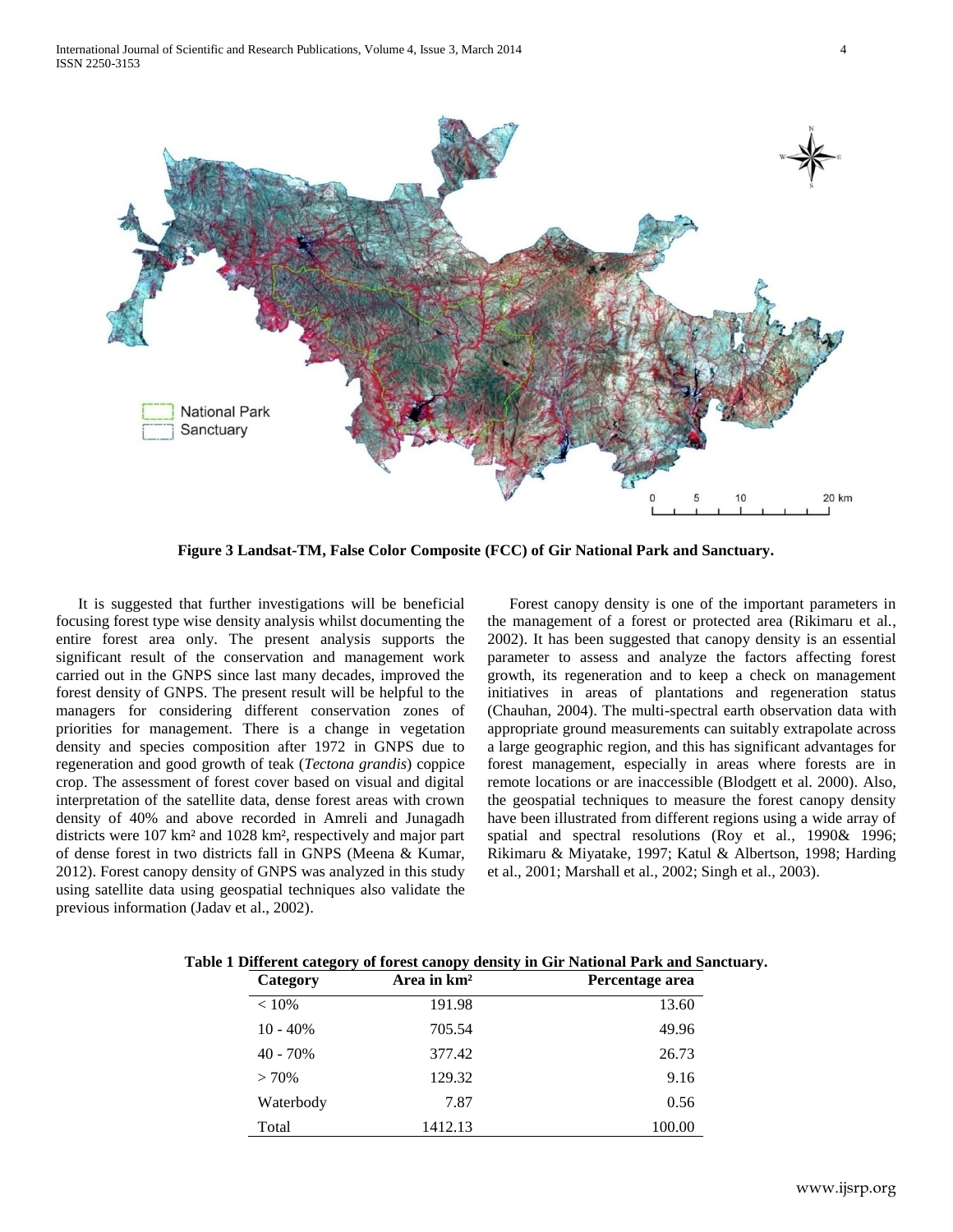**Figure 3 Landsat-TM, False Color Composite (FCC) of Gir National Park and Sanctuary.**

It is suggested that further investigations will be beneficial focusing forest type wise density analysis whilst documenting the entire forest area only. The present analysis supports the significant result of the conservation and management work carried out in the GNPS since last many decades, improved the forest density of GNPS. The present result will be helpful to the managers for considering different conservation zones of priorities for management. There is a change in vegetation density and species composition after 1972 in GNPS due to regeneration and good growth of teak (*Tectona grandis*) coppice crop. The assessment of forest cover based on visual and digital interpretation of the satellite data, dense forest areas with crown density of 40% and above recorded in Amreli and Junagadh districts were 107 km² and 1028 km², respectively and major part of dense forest in two districts fall in GNPS (Meena & Kumar, 2012). Forest canopy density of GNPS was analyzed in this study using satellite data using geospatial techniques also validate the previous information (Jadav et al., 2002).

Forest canopy density is one of the important parameters in the management of a forest or protected area (Rikimaru et al., 2002). It has been suggested that canopy density is an essential parameter to assess and analyze the factors affecting forest growth, its regeneration and to keep a check on management initiatives in areas of plantations and regeneration status (Chauhan, 2004). The multi-spectral earth observation data with appropriate ground measurements can suitably extrapolate across a large geographic region, and this has significant advantages for forest management, especially in areas where forests are in remote locations or are inaccessible (Blodgett et al. 2000). Also, the geospatial techniques to measure the forest canopy density have been illustrated from different regions using a wide array of spatial and spectral resolutions (Roy et al., 1990& 1996; Rikimaru & Miyatake, 1997; Katul & Albertson, 1998; Harding et al., 2001; Marshall et al., 2002; Singh et al., 2003).

**Table 1 Different category of forest canopy density in Gir National Park and Sanctuary.**

| Category | Area in km² | Percentage area |
|---|---|---|
| < 10% | 191.98 | 13.60 |
| 10 - 40% | 705.54 | 49.96 |
| 40 - 70% | 377.42 | 26.73 |
| > 70% | 129.32 | 9.16 |
| Waterbody | 7.87 | 0.56 |
| Total | 1412.13 | 100.00 |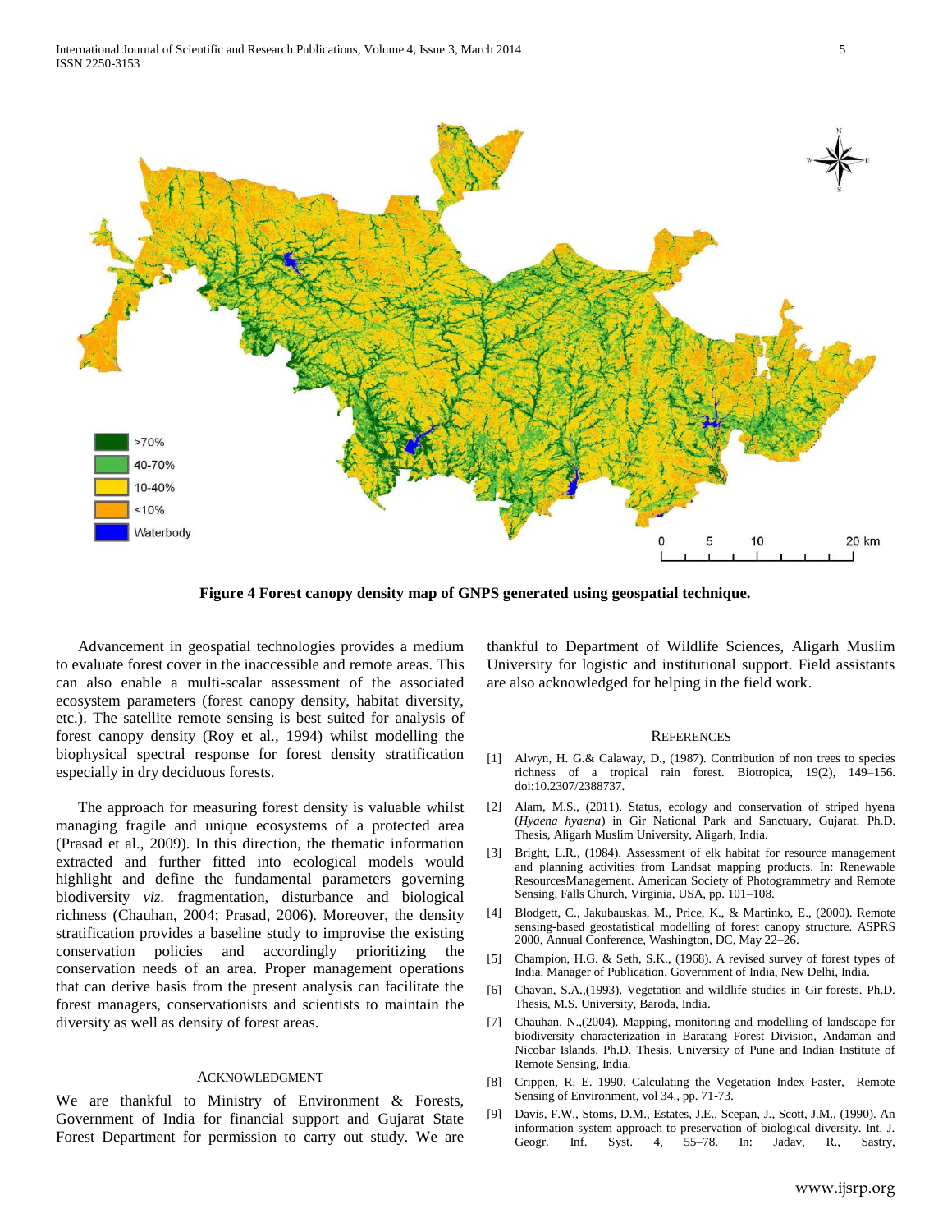**Figure 4 Forest canopy density map of GNPS generated using geospatial technique.**

Advancement in geospatial technologies provides a medium to evaluate forest cover in the inaccessible and remote areas. This can also enable a multi-scalar assessment of the associated ecosystem parameters (forest canopy density, habitat diversity, etc.). The satellite remote sensing is best suited for analysis of forest canopy density (Roy et al., 1994) whilst modelling the biophysical spectral response for forest density stratification especially in dry deciduous forests.

The approach for measuring forest density is valuable whilst managing fragile and unique ecosystems of a protected area (Prasad et al., 2009). In this direction, the thematic information extracted and further fitted into ecological models would highlight and define the fundamental parameters governing biodiversity *viz.* fragmentation, disturbance and biological richness (Chauhan, 2004; Prasad, 2006). Moreover, the density stratification provides a baseline study to improve the existing conservation policies and accordingly prioritizing the conservation needs of an area. Proper management operations that can derive basis from the present analysis can facilitate the forest managers, conservationists and scientists to maintain the diversity as well as density of forest areas.

## Acknowledgment

We are thankful to Ministry of Environment & Forests, Government of India for financial support and Gujarat State Forest Department for permission to carry out study. We are thankful to Department of Wildlife Sciences, Aligarh Muslim University for logistic and institutional support. Field assistants are also acknowledged for helping in the field work.

## References

[1] Alwyn, H. G.& Calaway, D., (1987). Contribution of non trees to species richness of a tropical rain forest. Biotropica, 19(2), 149–156. doi:10.2307/2388737.

[2] Alam, M.S., (2011). Status, ecology and conservation of striped hyena (*Hyaena hyaena*) in Gir National Park and Sanctuary, Gujarat. Ph.D. Thesis, Aligarh Muslim University, Aligarh, India.

[3] Bright, L.R., (1984). Assessment of elk habitat for resource management and planning activities from Landsat mapping products. In: Renewable ResourcesManagement. American Society of Photogrammetry and Remote Sensing, Falls Church, Virginia, USA, pp. 101–108.

[4] Blodgett, C., Jakubauskas, M., Price, K., & Martinko, E., (2000). Remote sensing-based geostatistical modelling of forest canopy structure. ASPRS 2000, Annual Conference, Washington, DC, May 22–26.

[5] Champion, H.G. & Seth, S.K., (1968). A revised survey of forest types of India. Manager of Publication, Government of India, New Delhi, India.

[6] Chavan, S.A.,(1993). Vegetation and wildlife studies in Gir forests. Ph.D. Thesis, M.S. University, Baroda, India.

[7] Chauhan, N.,(2004). Mapping, monitoring and modelling of landscape for biodiversity characterization in Baratang Forest Division, Andaman and Nicobar Islands. Ph.D. Thesis, University of Pune and Indian Institute of Remote Sensing, India.

[8] Crippen, R. E. 1990. Calculating the Vegetation Index Faster, Remote Sensing of Environment, vol 34., pp. 71-73.

[9] Davis, F.W., Stoms, D.M., Estates, J.E., Scepan, J., Scott, J.M., (1990). An information system approach to preservation of biological diversity. Int. J. Geogr. Inf. Syst. 4, 55–78. In: Jadav, R., Sastry,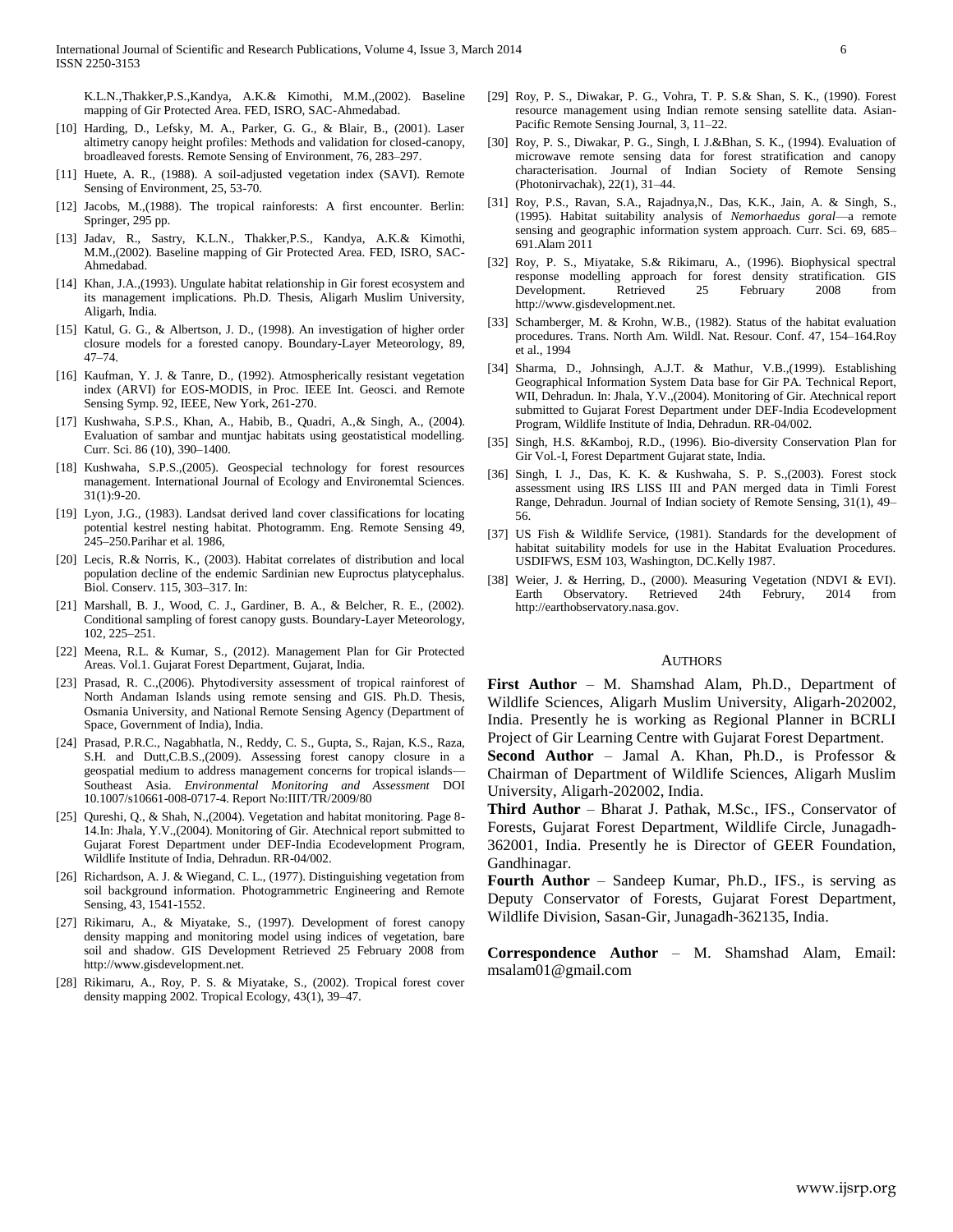K.L.N.,Thakker,P.S.,Kandya, A.K.& Kimothi, M.M.,(2002). Baseline mapping of Gir Protected Area. FED, ISRO, SAC-Ahmedabad.

[10] Harding, D., Lefsky, M. A., Parker, G. G., & Blair, B., (2001). Laser altimetry canopy height profiles: Methods and validation for closed-canopy, broadleaved forests. Remote Sensing of Environment, 76, 283–297.

[11] Huete, A. R., (1988). A soil-adjusted vegetation index (SAVI). Remote Sensing of Environment, 25, 53-70.

[12] Jacobs, M.,(1988). The tropical rainforests: A first encounter. Berlin: Springer, 295 pp.

[13] Jadav, R., Sastry, K.L.N., Thakker,P.S., Kandya, A.K.& Kimothi, M.M.,(2002). Baseline mapping of Gir Protected Area. FED, ISRO, SAC-Ahmedabad.

[14] Khan, J.A.,(1993). Ungulate habitat relationship in Gir forest ecosystem and its management implications. Ph.D. Thesis, Aligarh Muslim University, Aligarh, India.

[15] Katul, G. G., & Albertson, J. D., (1998). An investigation of higher order closure models for a forested canopy. Boundary-Layer Meteorology, 89, 47–74.

[16] Kaufman, Y. J. & Tanre, D., (1992). Atmospherically resistant vegetation index (ARVI) for EOS-MODIS, in Proc. IEEE Int. Geosci. and Remote Sensing Symp. 92, IEEE, New York, 261-270.

[17] Kushwaha, S.P.S., Khan, A., Habib, B., Quadri, A.,& Singh, A., (2004). Evaluation of sambar and muntjac habitats using geostatistical modelling. Curr. Sci. 86 (10), 390–1400.

[18] Kushwaha, S.P.S.,(2005). Geospecial technology for forest resources management. International Journal of Ecology and Environemtal Sciences. 31(1):9-20.

[19] Lyon, J.G., (1983). Landsat derived land cover classifications for locating potential kestrel nesting habitat. Photogramm. Eng. Remote Sensing 49, 245–250.Parihar et al. 1986,

[20] Lecis, R.& Norris, K., (2003). Habitat correlates of distribution and local population decline of the endemic Sardinian new Euproctus platycephalus. Biol. Conserv. 115, 303–317. In:

[21] Marshall, B. J., Wood, C. J., Gardiner, B. A., & Belcher, R. E., (2002). Conditional sampling of forest canopy gusts. Boundary-Layer Meteorology, 102, 225–251.

[22] Meena, R.L. & Kumar, S., (2012). Management Plan for Gir Protected Areas. Vol.1. Gujarat Forest Department, Gujarat, India.

[23] Prasad, R. C.,(2006). Phytodiversity assessment of tropical rainforest of North Andaman Islands using remote sensing and GIS. Ph.D. Thesis, Osmania University, and National Remote Sensing Agency (Department of Space, Government of India), India.

[24] Prasad, P.R.C., Nagabhatla, N., Reddy, C. S., Gupta, S., Rajan, K.S., Raza, S.H. and Dutt,C.B.S.,(2009). Assessing forest canopy closure in a geospatial medium to address management concerns for tropical islands—Southeast Asia. *Environmental Monitoring and Assessment* DOI 10.1007/s10661-008-0717-4. Report No:IIIT/TR/2009/80

[25] Qureshi, Q., & Shah, N.,(2004). Vegetation and habitat monitoring. Page 8-14.In: Jhala, Y.V.,(2004). Monitoring of Gir. Atechnical report submitted to Gujarat Forest Department under DEF-India Ecodevelopment Program, Wildlife Institute of India, Dehradun. RR-04/002.

[26] Richardson, A. J. & Wiegand, C. L., (1977). Distinguishing vegetation from soil background information. Photogrammetric Engineering and Remote Sensing, 43, 1541-1552.

[27] Rikimaru, A., & Miyatake, S., (1997). Development of forest canopy density mapping and monitoring model using indices of vegetation, bare soil and shadow. GIS Development Retrieved 25 February 2008 from http://www.gisdevelopment.net.

[28] Rikimaru, A., Roy, P. S. & Miyatake, S., (2002). Tropical forest cover density mapping 2002. Tropical Ecology, 43(1), 39–47.

[29] Roy, P. S., Diwakar, P. G., Vohra, T. P. S.& Shan, S. K., (1990). Forest resource management using Indian remote sensing satellite data. Asian-Pacific Remote Sensing Journal, 3, 11–22.

[30] Roy, P. S., Diwakar, P. G., Singh, I. J.&Bhan, S. K., (1994). Evaluation of microwave remote sensing data for forest stratification and canopy characterisation. Journal of Indian Society of Remote Sensing (Photonirvachak), 22(1), 31–44.

[31] Roy, P.S., Ravan, S.A., Rajadnya,N., Das, K.K., Jain, A. & Singh, S., (1995). Habitat suitability analysis of *Nemorhaedus goral*—a remote sensing and geographic information system approach. Curr. Sci. 69, 685–691.Alam 2011

[32] Roy, P. S., Miyatake, S.& Rikimaru, A., (1996). Biophysical spectral response modelling approach for forest density stratification. GIS Development. Retrieved 25 February 2008 from http://www.gisdevelopment.net.

[33] Schamberger, M. & Krohn, W.B., (1982). Status of the habitat evaluation procedures. Trans. North Am. Wildl. Nat. Resour. Conf. 47, 154–164.Roy et al., 1994

[34] Sharma, D., Johnsingh, A.J.T. & Mathur, V.B.,(1999). Establishing Geographical Information System Data base for Gir PA. Technical Report, WII, Dehradun. In: Jhala, Y.V.,(2004). Monitoring of Gir. Atechnical report submitted to Gujarat Forest Department under DEF-India Ecodevelopment Program, Wildlife Institute of India, Dehradun. RR-04/002.

[35] Singh, H.S. &Kamboj, R.D., (1996). Bio-diversity Conservation Plan for Gir Vol.-I, Forest Department Gujarat state, India.

[36] Singh, I. J., Das, K. K. & Kushwaha, S. P. S.,(2003). Forest stock assessment using IRS LISS III and PAN merged data in Timli Forest Range, Dehradun. Journal of Indian society of Remote Sensing, 31(1), 49–56.

[37] US Fish & Wildlife Service, (1981). Standards for the development of habitat suitability models for use in the Habitat Evaluation Procedures. USDIFWS, ESM 103, Washington, DC.Kelly 1987.

[38] Weier, J. & Herring, D., (2000). Measuring Vegetation (NDVI & EVI). Earth Observatory. Retrieved 24th Februry, 2014 from http://earthobservatory.nasa.gov.

## AUTHORS

**First Author** – M. Shamshad Alam, Ph.D., Department of Wildlife Sciences, Aligarh Muslim University, Aligarh-202002, India. Presently he is working as Regional Planner in BCRLI Project of Gir Learning Centre with Gujarat Forest Department.

**Second Author** – Jamal A. Khan, Ph.D., is Professor & Chairman of Department of Wildlife Sciences, Aligarh Muslim University, Aligarh-202002, India.

**Third Author** – Bharat J. Pathak, M.Sc., IFS., Conservator of Forests, Gujarat Forest Department, Wildlife Circle, Junagadh-362001, India. Presently he is Director of GEER Foundation, Gandhinagar.

**Fourth Author** – Sandeep Kumar, Ph.D., IFS., is serving as Deputy Conservator of Forests, Gujarat Forest Department, Wildlife Division, Sasan-Gir, Junagadh-362135, India.

**Correspondence Author** – M. Shamshad Alam, Email: msalam01@gmail.com